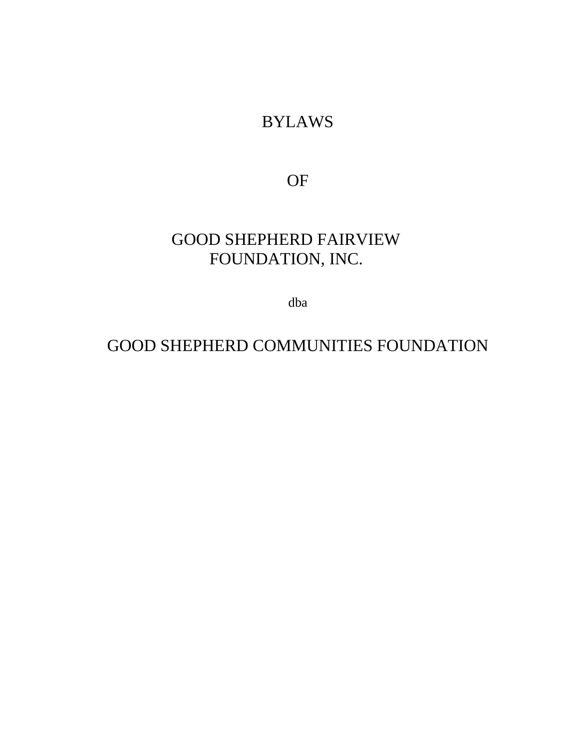# BYLAWS

# OF

# GOOD SHEPHERD FAIRVIEW FOUNDATION, INC.

dba

# GOOD SHEPHERD COMMUNITIES FOUNDATION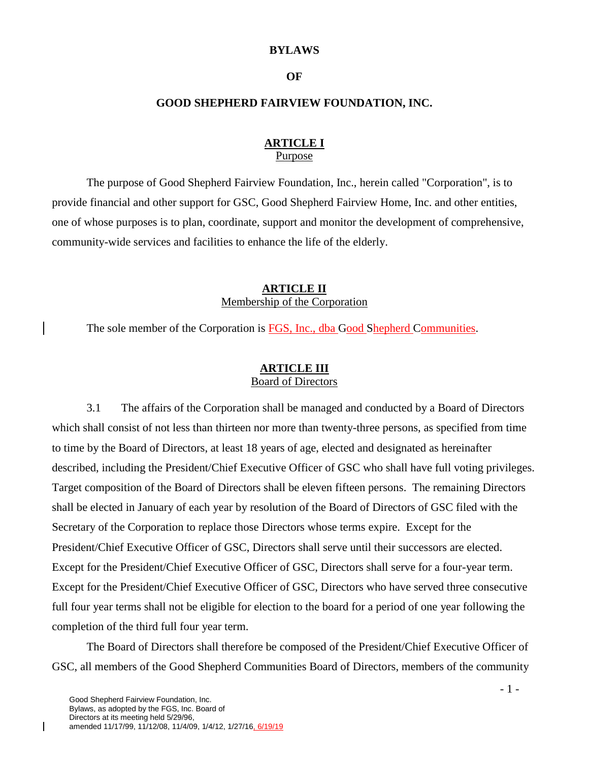# BYLAWS

# OF

# GOOD SHEPHERD FAIRVIEW FOUNDATION, INC.

## ARTICLE I
Purpose

The purpose of Good Shepherd Fairview Foundation, Inc., herein called "Corporation", is to provide financial and other support for GSC, Good Shepherd Fairview Home, Inc. and other entities, one of whose purposes is to plan, coordinate, support and monitor the development of comprehensive, community-wide services and facilities to enhance the life of the elderly.

## ARTICLE II
Membership of the Corporation

The sole member of the Corporation is FGS, Inc., dba Good Shepherd Communities.

## ARTICLE III
Board of Directors

3.1 The affairs of the Corporation shall be managed and conducted by a Board of Directors which shall consist of not less than thirteen nor more than twenty-three persons, as specified from time to time by the Board of Directors, at least 18 years of age, elected and designated as hereinafter described, including the President/Chief Executive Officer of GSC who shall have full voting privileges. Target composition of the Board of Directors shall be eleven fifteen persons. The remaining Directors shall be elected in January of each year by resolution of the Board of Directors of GSC filed with the Secretary of the Corporation to replace those Directors whose terms expire. Except for the President/Chief Executive Officer of GSC, Directors shall serve until their successors are elected. Except for the President/Chief Executive Officer of GSC, Directors shall serve for a four-year term. Except for the President/Chief Executive Officer of GSC, Directors who have served three consecutive full four year terms shall not be eligible for election to the board for a period of one year following the completion of the third full four year term.

The Board of Directors shall therefore be composed of the President/Chief Executive Officer of GSC, all members of the Good Shepherd Communities Board of Directors, members of the community

Good Shepherd Fairview Foundation, Inc.
Bylaws, as adopted by the FGS, Inc. Board of Directors at its meeting held 5/29/96, amended 11/17/99, 11/12/08, 11/4/09, 1/4/12, 1/27/16, 6/19/19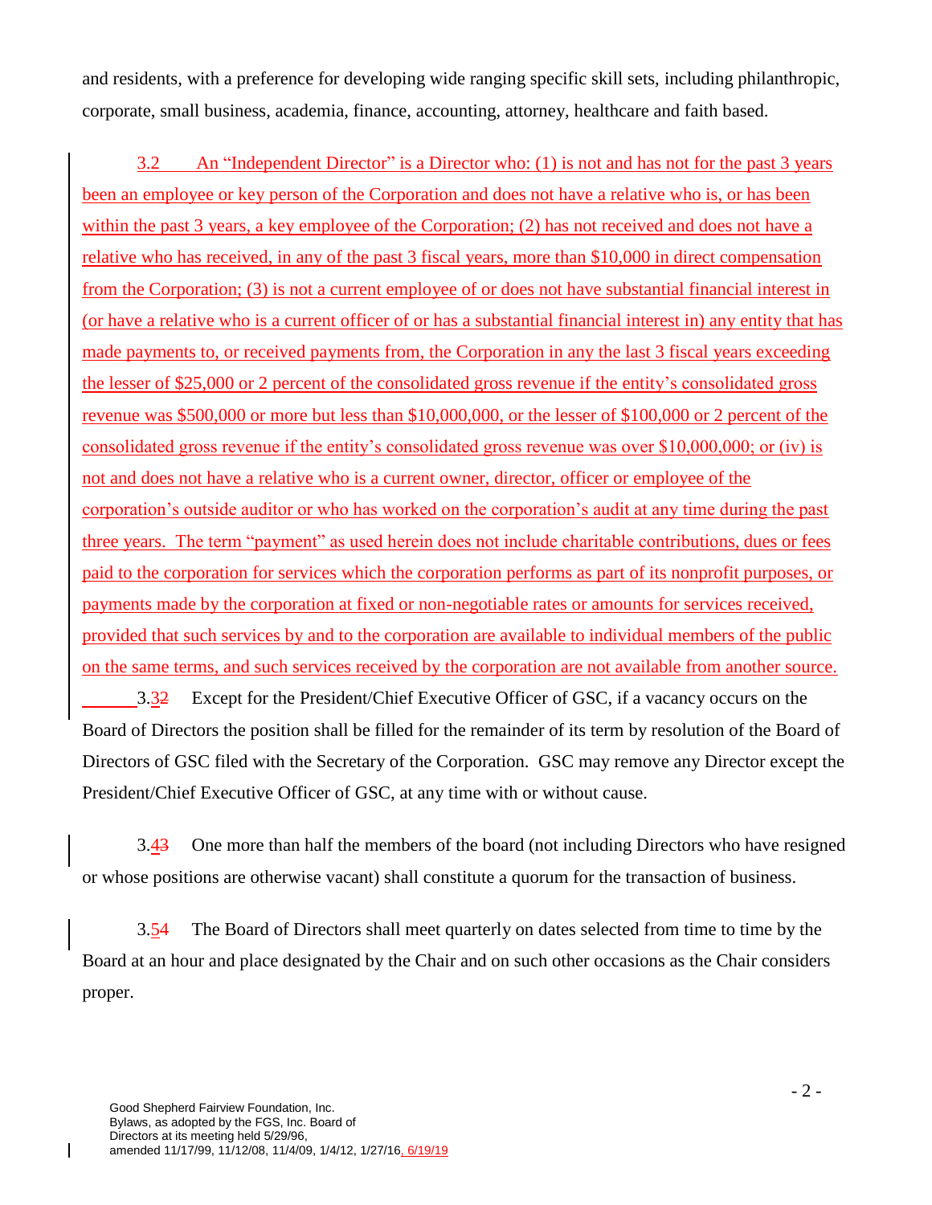and residents, with a preference for developing wide ranging specific skill sets, including philanthropic, corporate, small business, academia, finance, accounting, attorney, healthcare and faith based.

3.2 An "Independent Director" is a Director who: (1) is not and has not for the past 3 years been an employee or key person of the Corporation and does not have a relative who is, or has been within the past 3 years, a key employee of the Corporation; (2) has not received and does not have a relative who has received, in any of the past 3 fiscal years, more than $10,000 in direct compensation from the Corporation; (3) is not a current employee of or does not have substantial financial interest in (or have a relative who is a current officer of or has a substantial financial interest in) any entity that has made payments to, or received payments from, the Corporation in any the last 3 fiscal years exceeding the lesser of $25,000 or 2 percent of the consolidated gross revenue if the entity's consolidated gross revenue was $500,000 or more but less than $10,000,000, or the lesser of $100,000 or 2 percent of the consolidated gross revenue if the entity's consolidated gross revenue was over $10,000,000; or (iv) is not and does not have a relative who is a current owner, director, officer or employee of the corporation's outside auditor or who has worked on the corporation's audit at any time during the past three years. The term "payment" as used herein does not include charitable contributions, dues or fees paid to the corporation for services which the corporation performs as part of its nonprofit purposes, or payments made by the corporation at fixed or non-negotiable rates or amounts for services received, provided that such services by and to the corporation are available to individual members of the public on the same terms, and such services received by the corporation are not available from another source.

3.3~~2~~ Except for the President/Chief Executive Officer of GSC, if a vacancy occurs on the Board of Directors the position shall be filled for the remainder of its term by resolution of the Board of Directors of GSC filed with the Secretary of the Corporation. GSC may remove any Director except the President/Chief Executive Officer of GSC, at any time with or without cause.

3.4~~3~~ One more than half the members of the board (not including Directors who have resigned or whose positions are otherwise vacant) shall constitute a quorum for the transaction of business.

3.5~~4~~ The Board of Directors shall meet quarterly on dates selected from time to time by the Board at an hour and place designated by the Chair and on such other occasions as the Chair considers proper.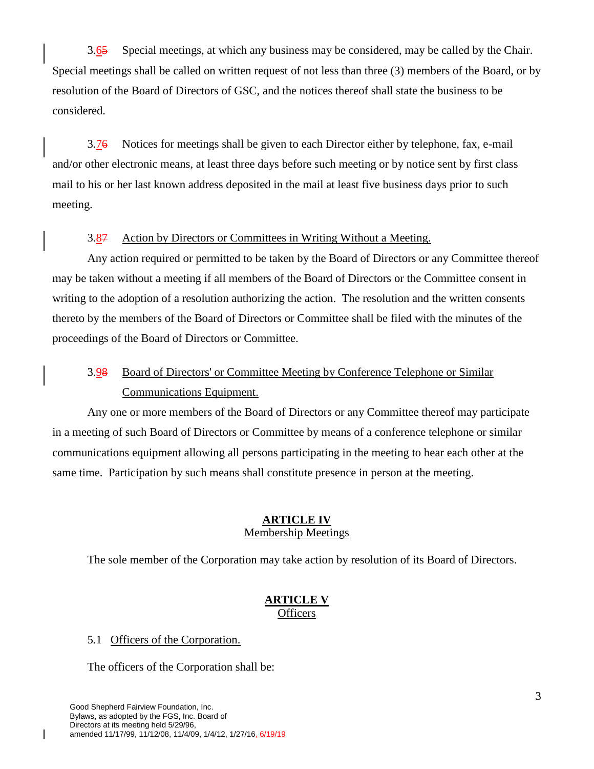3.6~~5~~ Special meetings, at which any business may be considered, may be called by the Chair. Special meetings shall be called on written request of not less than three (3) members of the Board, or by resolution of the Board of Directors of GSC, and the notices thereof shall state the business to be considered.

3.7~~6~~ Notices for meetings shall be given to each Director either by telephone, fax, e-mail and/or other electronic means, at least three days before such meeting or by notice sent by first class mail to his or her last known address deposited in the mail at least five business days prior to such meeting.

3.8~~7~~ Action by Directors or Committees in Writing Without a Meeting.

Any action required or permitted to be taken by the Board of Directors or any Committee thereof may be taken without a meeting if all members of the Board of Directors or the Committee consent in writing to the adoption of a resolution authorizing the action. The resolution and the written consents thereto by the members of the Board of Directors or Committee shall be filed with the minutes of the proceedings of the Board of Directors or Committee.

3.9~~8~~ Board of Directors' or Committee Meeting by Conference Telephone or Similar Communications Equipment.

Any one or more members of the Board of Directors or any Committee thereof may participate in a meeting of such Board of Directors or Committee by means of a conference telephone or similar communications equipment allowing all persons participating in the meeting to hear each other at the same time. Participation by such means shall constitute presence in person at the meeting.

## ARTICLE IV
### Membership Meetings

The sole member of the Corporation may take action by resolution of its Board of Directors.

## ARTICLE V
### Officers

5.1 Officers of the Corporation.

The officers of the Corporation shall be: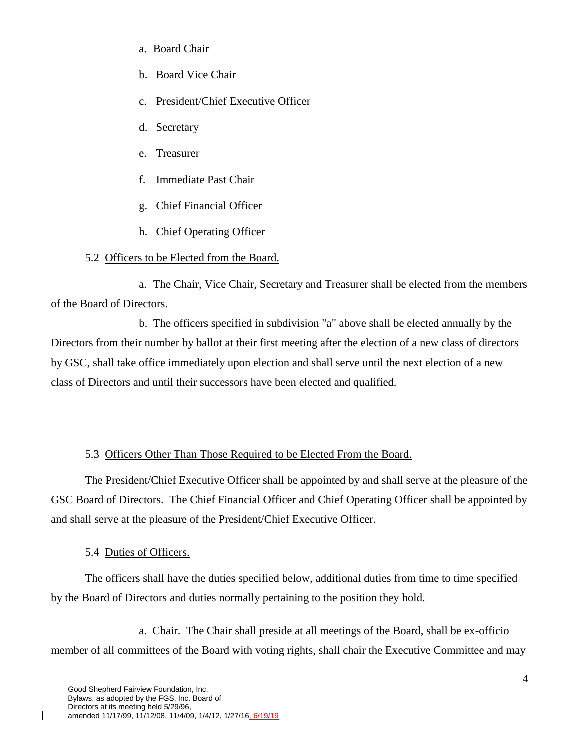a. Board Chair

b. Board Vice Chair

c. President/Chief Executive Officer

d. Secretary

e. Treasurer

f. Immediate Past Chair

g. Chief Financial Officer

h. Chief Operating Officer

5.2 Officers to be Elected from the Board.

a. The Chair, Vice Chair, Secretary and Treasurer shall be elected from the members of the Board of Directors.

b. The officers specified in subdivision "a" above shall be elected annually by the Directors from their number by ballot at their first meeting after the election of a new class of directors by GSC, shall take office immediately upon election and shall serve until the next election of a new class of Directors and until their successors have been elected and qualified.

5.3 Officers Other Than Those Required to be Elected From the Board.

The President/Chief Executive Officer shall be appointed by and shall serve at the pleasure of the GSC Board of Directors. The Chief Financial Officer and Chief Operating Officer shall be appointed by and shall serve at the pleasure of the President/Chief Executive Officer.

5.4 Duties of Officers.

The officers shall have the duties specified below, additional duties from time to time specified by the Board of Directors and duties normally pertaining to the position they hold.

a. Chair. The Chair shall preside at all meetings of the Board, shall be ex-officio member of all committees of the Board with voting rights, shall chair the Executive Committee and may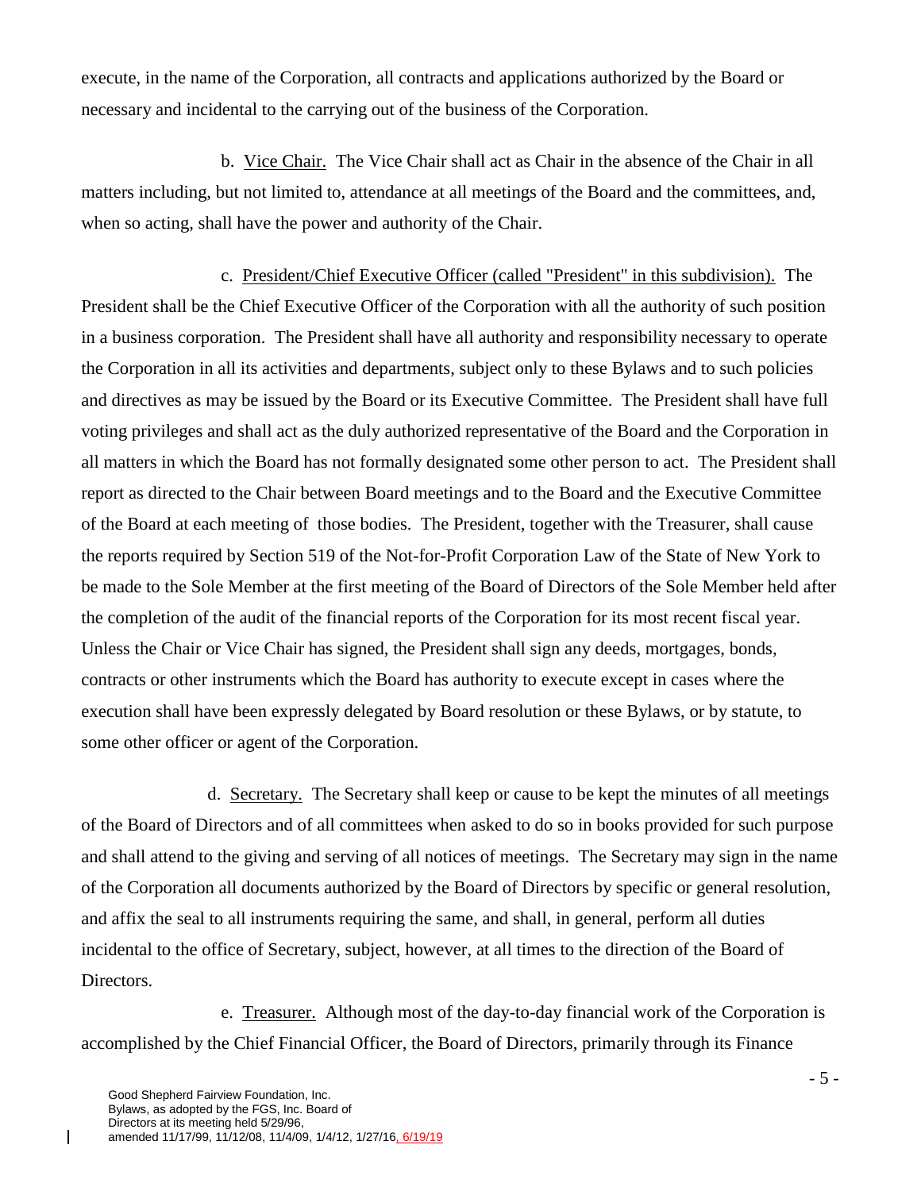execute, in the name of the Corporation, all contracts and applications authorized by the Board or necessary and incidental to the carrying out of the business of the Corporation.

b. Vice Chair. The Vice Chair shall act as Chair in the absence of the Chair in all matters including, but not limited to, attendance at all meetings of the Board and the committees, and, when so acting, shall have the power and authority of the Chair.

c. President/Chief Executive Officer (called "President" in this subdivision). The President shall be the Chief Executive Officer of the Corporation with all the authority of such position in a business corporation. The President shall have all authority and responsibility necessary to operate the Corporation in all its activities and departments, subject only to these Bylaws and to such policies and directives as may be issued by the Board or its Executive Committee. The President shall have full voting privileges and shall act as the duly authorized representative of the Board and the Corporation in all matters in which the Board has not formally designated some other person to act. The President shall report as directed to the Chair between Board meetings and to the Board and the Executive Committee of the Board at each meeting of those bodies. The President, together with the Treasurer, shall cause the reports required by Section 519 of the Not-for-Profit Corporation Law of the State of New York to be made to the Sole Member at the first meeting of the Board of Directors of the Sole Member held after the completion of the audit of the financial reports of the Corporation for its most recent fiscal year. Unless the Chair or Vice Chair has signed, the President shall sign any deeds, mortgages, bonds, contracts or other instruments which the Board has authority to execute except in cases where the execution shall have been expressly delegated by Board resolution or these Bylaws, or by statute, to some other officer or agent of the Corporation.

d. Secretary. The Secretary shall keep or cause to be kept the minutes of all meetings of the Board of Directors and of all committees when asked to do so in books provided for such purpose and shall attend to the giving and serving of all notices of meetings. The Secretary may sign in the name of the Corporation all documents authorized by the Board of Directors by specific or general resolution, and affix the seal to all instruments requiring the same, and shall, in general, perform all duties incidental to the office of Secretary, subject, however, at all times to the direction of the Board of Directors.

e. Treasurer. Although most of the day-to-day financial work of the Corporation is accomplished by the Chief Financial Officer, the Board of Directors, primarily through its Finance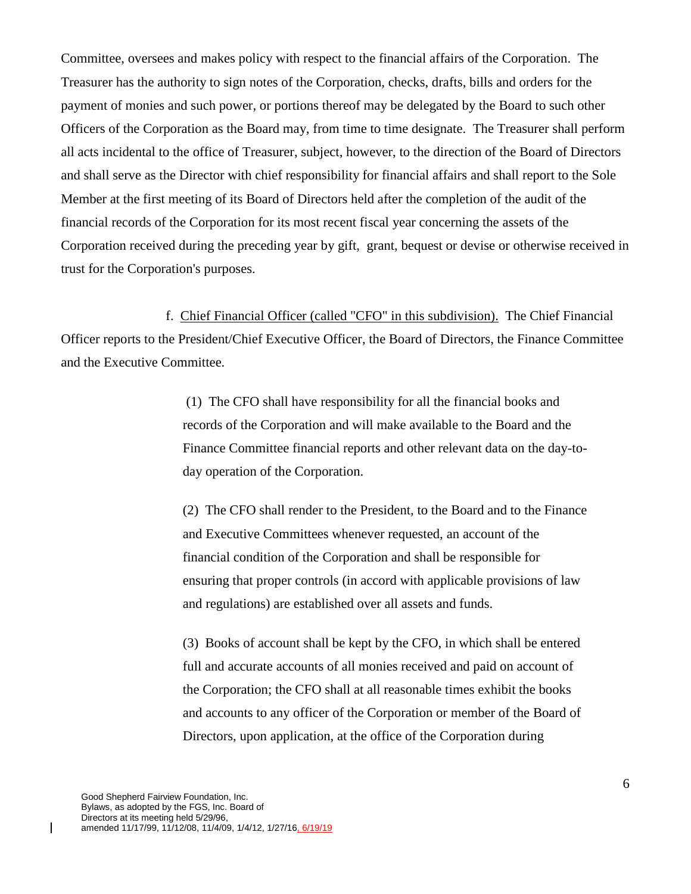Committee, oversees and makes policy with respect to the financial affairs of the Corporation. The Treasurer has the authority to sign notes of the Corporation, checks, drafts, bills and orders for the payment of monies and such power, or portions thereof may be delegated by the Board to such other Officers of the Corporation as the Board may, from time to time designate. The Treasurer shall perform all acts incidental to the office of Treasurer, subject, however, to the direction of the Board of Directors and shall serve as the Director with chief responsibility for financial affairs and shall report to the Sole Member at the first meeting of its Board of Directors held after the completion of the audit of the financial records of the Corporation for its most recent fiscal year concerning the assets of the Corporation received during the preceding year by gift, grant, bequest or devise or otherwise received in trust for the Corporation's purposes.

f. Chief Financial Officer (called "CFO" in this subdivision). The Chief Financial Officer reports to the President/Chief Executive Officer, the Board of Directors, the Finance Committee and the Executive Committee.

(1) The CFO shall have responsibility for all the financial books and records of the Corporation and will make available to the Board and the Finance Committee financial reports and other relevant data on the day-to-day operation of the Corporation.

(2) The CFO shall render to the President, to the Board and to the Finance and Executive Committees whenever requested, an account of the financial condition of the Corporation and shall be responsible for ensuring that proper controls (in accord with applicable provisions of law and regulations) are established over all assets and funds.

(3) Books of account shall be kept by the CFO, in which shall be entered full and accurate accounts of all monies received and paid on account of the Corporation; the CFO shall at all reasonable times exhibit the books and accounts to any officer of the Corporation or member of the Board of Directors, upon application, at the office of the Corporation during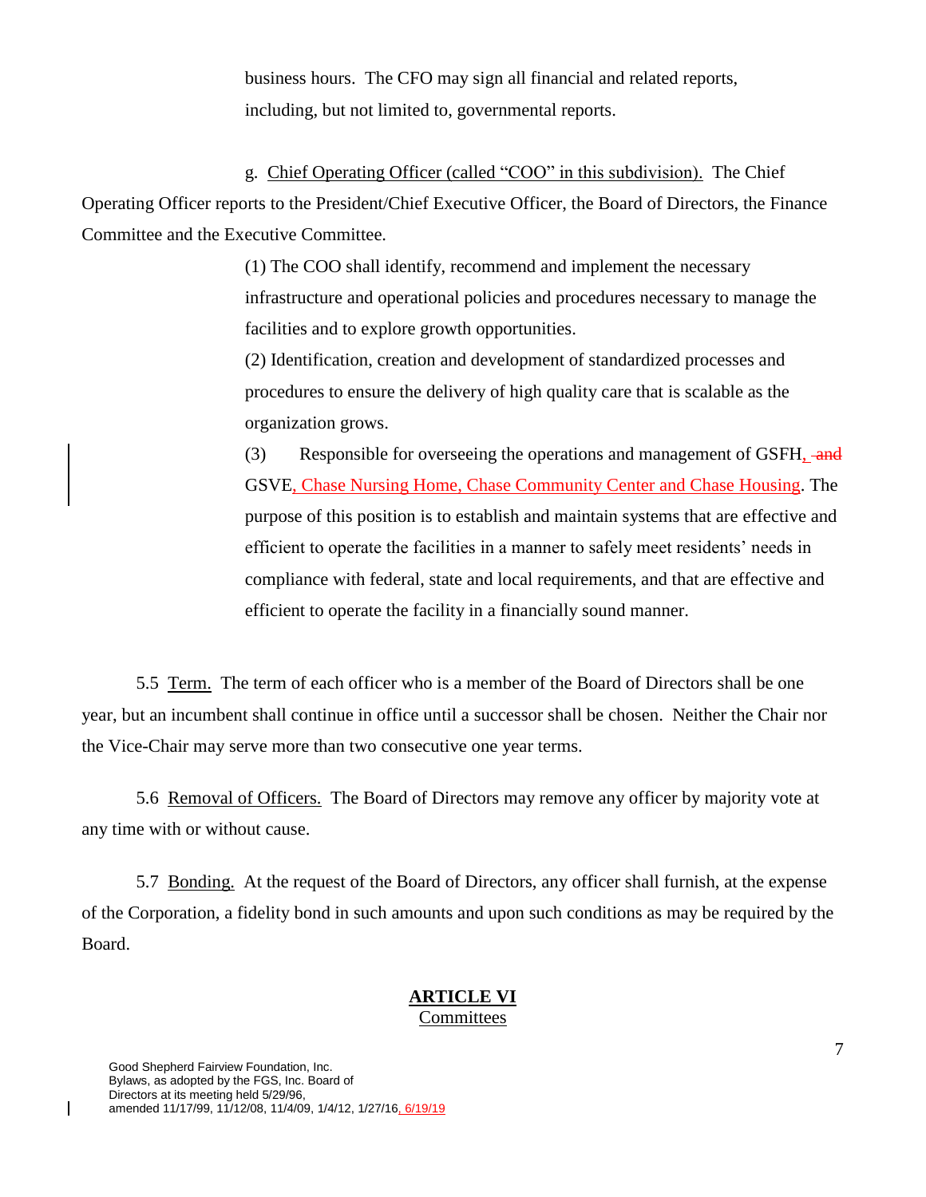business hours. The CFO may sign all financial and related reports, including, but not limited to, governmental reports.

g. Chief Operating Officer (called "COO" in this subdivision). The Chief Operating Officer reports to the President/Chief Executive Officer, the Board of Directors, the Finance Committee and the Executive Committee.

(1) The COO shall identify, recommend and implement the necessary infrastructure and operational policies and procedures necessary to manage the facilities and to explore growth opportunities.

(2) Identification, creation and development of standardized processes and procedures to ensure the delivery of high quality care that is scalable as the organization grows.

(3) Responsible for overseeing the operations and management of GSFH, ~~and~~ GSVE, Chase Nursing Home, Chase Community Center and Chase Housing. The purpose of this position is to establish and maintain systems that are effective and efficient to operate the facilities in a manner to safely meet residents' needs in compliance with federal, state and local requirements, and that are effective and efficient to operate the facility in a financially sound manner.

5.5 Term. The term of each officer who is a member of the Board of Directors shall be one year, but an incumbent shall continue in office until a successor shall be chosen. Neither the Chair nor the Vice-Chair may serve more than two consecutive one year terms.

5.6 Removal of Officers. The Board of Directors may remove any officer by majority vote at any time with or without cause.

5.7 Bonding. At the request of the Board of Directors, any officer shall furnish, at the expense of the Corporation, a fidelity bond in such amounts and upon such conditions as may be required by the Board.

## ARTICLE VI
Committees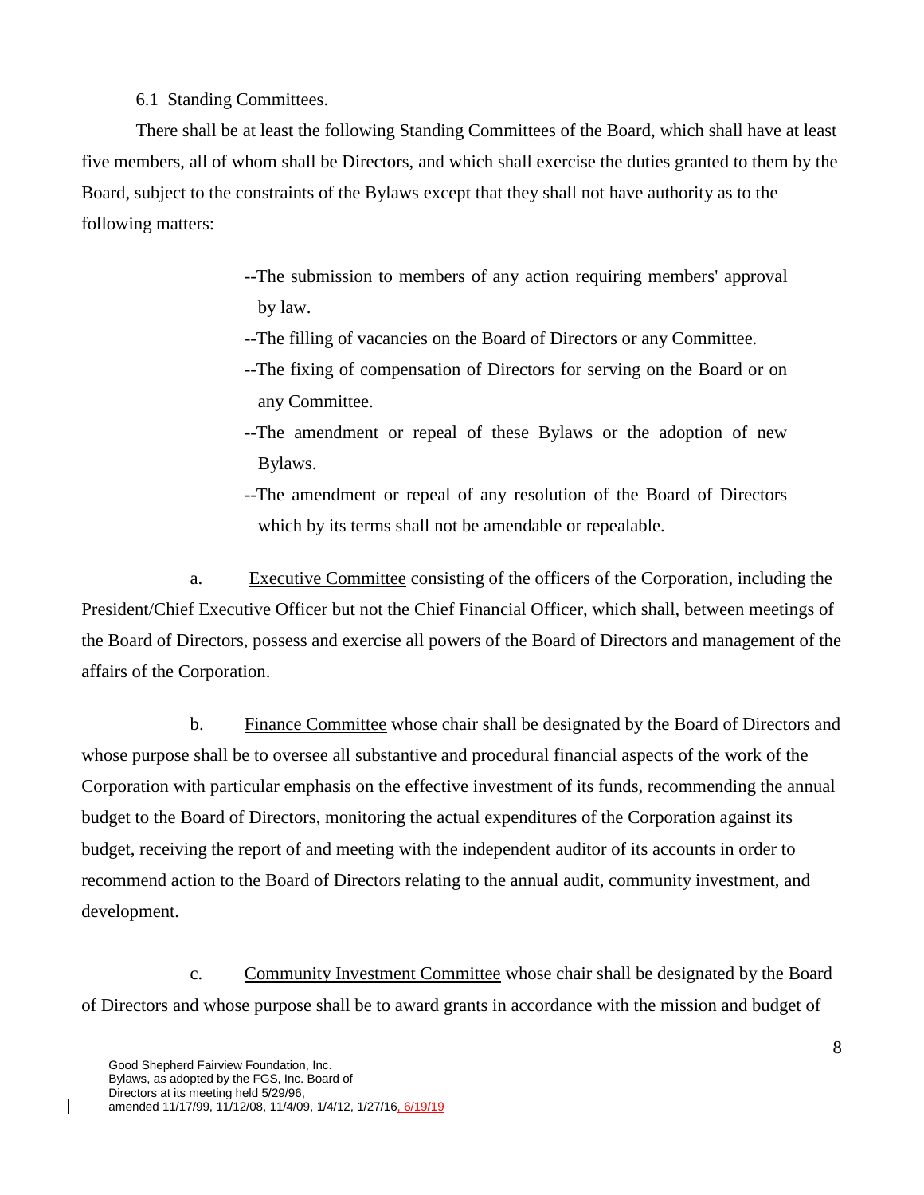6.1 Standing Committees.

There shall be at least the following Standing Committees of the Board, which shall have at least five members, all of whom shall be Directors, and which shall exercise the duties granted to them by the Board, subject to the constraints of the Bylaws except that they shall not have authority as to the following matters:

> --The submission to members of any action requiring members' approval by law.
>
> --The filling of vacancies on the Board of Directors or any Committee.
>
> --The fixing of compensation of Directors for serving on the Board or on any Committee.
>
> --The amendment or repeal of these Bylaws or the adoption of new Bylaws.
>
> --The amendment or repeal of any resolution of the Board of Directors which by its terms shall not be amendable or repealable.

a. Executive Committee consisting of the officers of the Corporation, including the President/Chief Executive Officer but not the Chief Financial Officer, which shall, between meetings of the Board of Directors, possess and exercise all powers of the Board of Directors and management of the affairs of the Corporation.

b. Finance Committee whose chair shall be designated by the Board of Directors and whose purpose shall be to oversee all substantive and procedural financial aspects of the work of the Corporation with particular emphasis on the effective investment of its funds, recommending the annual budget to the Board of Directors, monitoring the actual expenditures of the Corporation against its budget, receiving the report of and meeting with the independent auditor of its accounts in order to recommend action to the Board of Directors relating to the annual audit, community investment, and development.

c. Community Investment Committee whose chair shall be designated by the Board of Directors and whose purpose shall be to award grants in accordance with the mission and budget of

Good Shepherd Fairview Foundation, Inc.
Bylaws, as adopted by the FGS, Inc. Board of Directors at its meeting held 5/29/96, amended 11/17/99, 11/12/08, 11/4/09, 1/4/12, 1/27/16, 6/19/19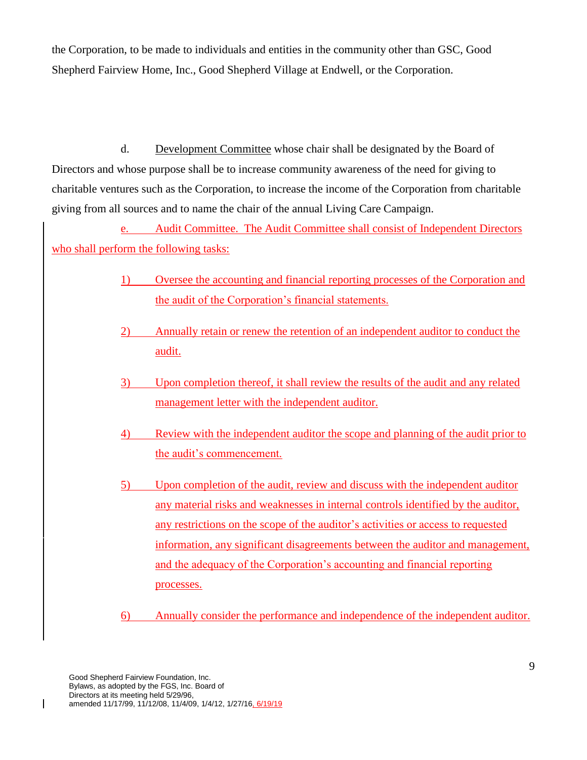the Corporation, to be made to individuals and entities in the community other than GSC, Good Shepherd Fairview Home, Inc., Good Shepherd Village at Endwell, or the Corporation.

d. Development Committee whose chair shall be designated by the Board of Directors and whose purpose shall be to increase community awareness of the need for giving to charitable ventures such as the Corporation, to increase the income of the Corporation from charitable giving from all sources and to name the chair of the annual Living Care Campaign.

e. Audit Committee. The Audit Committee shall consist of Independent Directors who shall perform the following tasks:

1) Oversee the accounting and financial reporting processes of the Corporation and the audit of the Corporation's financial statements.

2) Annually retain or renew the retention of an independent auditor to conduct the audit.

3) Upon completion thereof, it shall review the results of the audit and any related management letter with the independent auditor.

4) Review with the independent auditor the scope and planning of the audit prior to the audit's commencement.

5) Upon completion of the audit, review and discuss with the independent auditor any material risks and weaknesses in internal controls identified by the auditor, any restrictions on the scope of the auditor's activities or access to requested information, any significant disagreements between the auditor and management, and the adequacy of the Corporation's accounting and financial reporting processes.

6) Annually consider the performance and independence of the independent auditor.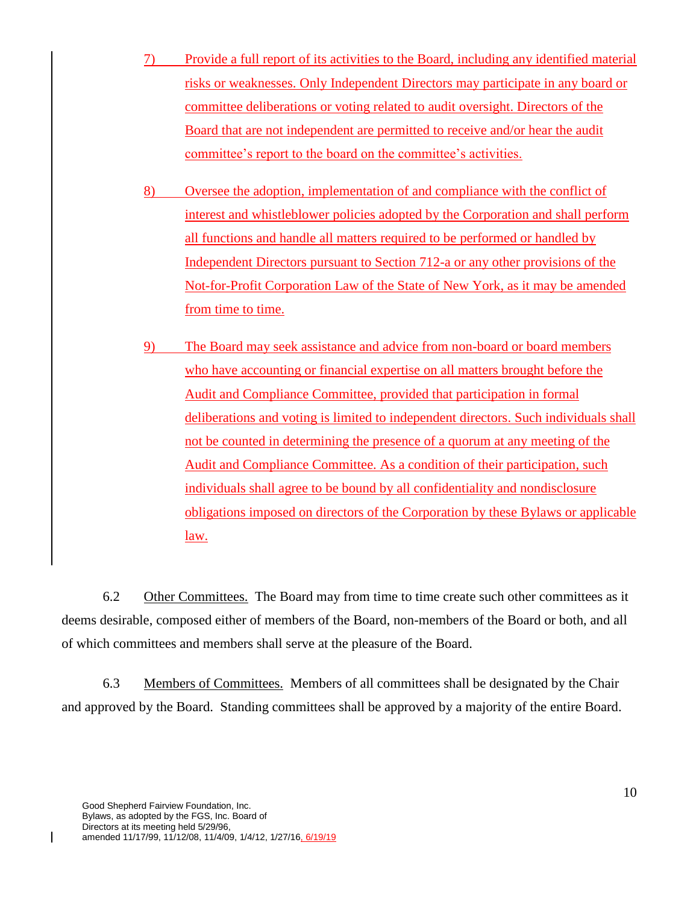7) Provide a full report of its activities to the Board, including any identified material risks or weaknesses. Only Independent Directors may participate in any board or committee deliberations or voting related to audit oversight. Directors of the Board that are not independent are permitted to receive and/or hear the audit committee's report to the board on the committee's activities.

8) Oversee the adoption, implementation of and compliance with the conflict of interest and whistleblower policies adopted by the Corporation and shall perform all functions and handle all matters required to be performed or handled by Independent Directors pursuant to Section 712-a or any other provisions of the Not-for-Profit Corporation Law of the State of New York, as it may be amended from time to time.

9) The Board may seek assistance and advice from non-board or board members who have accounting or financial expertise on all matters brought before the Audit and Compliance Committee, provided that participation in formal deliberations and voting is limited to independent directors. Such individuals shall not be counted in determining the presence of a quorum at any meeting of the Audit and Compliance Committee. As a condition of their participation, such individuals shall agree to be bound by all confidentiality and nondisclosure obligations imposed on directors of the Corporation by these Bylaws or applicable law.

6.2 Other Committees. The Board may from time to time create such other committees as it deems desirable, composed either of members of the Board, non-members of the Board or both, and all of which committees and members shall serve at the pleasure of the Board.

6.3 Members of Committees. Members of all committees shall be designated by the Chair and approved by the Board. Standing committees shall be approved by a majority of the entire Board.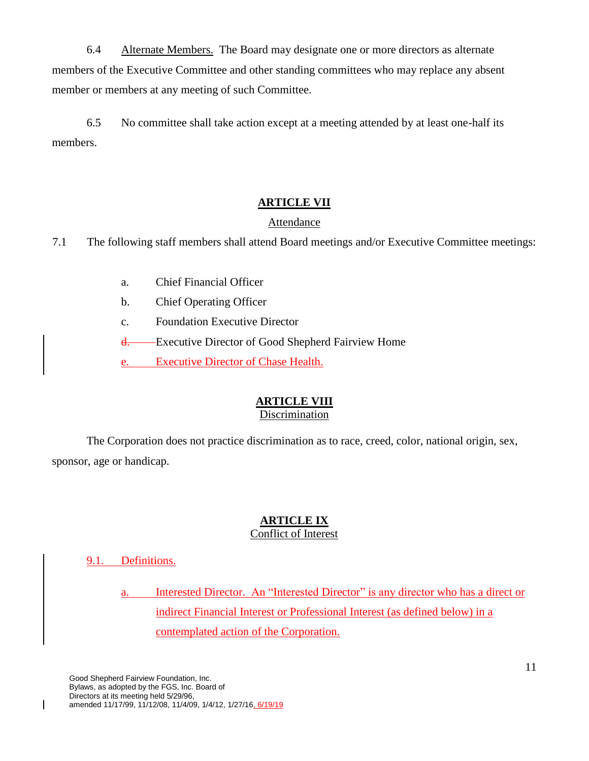6.4 Alternate Members. The Board may designate one or more directors as alternate members of the Executive Committee and other standing committees who may replace any absent member or members at any meeting of such Committee.

6.5 No committee shall take action except at a meeting attended by at least one-half its members.

## ARTICLE VII

### Attendance

7.1 The following staff members shall attend Board meetings and/or Executive Committee meetings:

a. Chief Financial Officer

b. Chief Operating Officer

c. Foundation Executive Director

~~d.~~ Executive Director of Good Shepherd Fairview Home

e. Executive Director of Chase Health.

## ARTICLE VIII

### Discrimination

The Corporation does not practice discrimination as to race, creed, color, national origin, sex, sponsor, age or handicap.

## ARTICLE IX

### Conflict of Interest

9.1. Definitions.

a. Interested Director. An "Interested Director" is any director who has a direct or indirect Financial Interest or Professional Interest (as defined below) in a contemplated action of the Corporation.

Good Shepherd Fairview Foundation, Inc.
Bylaws, as adopted by the FGS, Inc. Board of Directors at its meeting held 5/29/96, amended 11/17/99, 11/12/08, 11/4/09, 1/4/12, 1/27/16, 6/19/19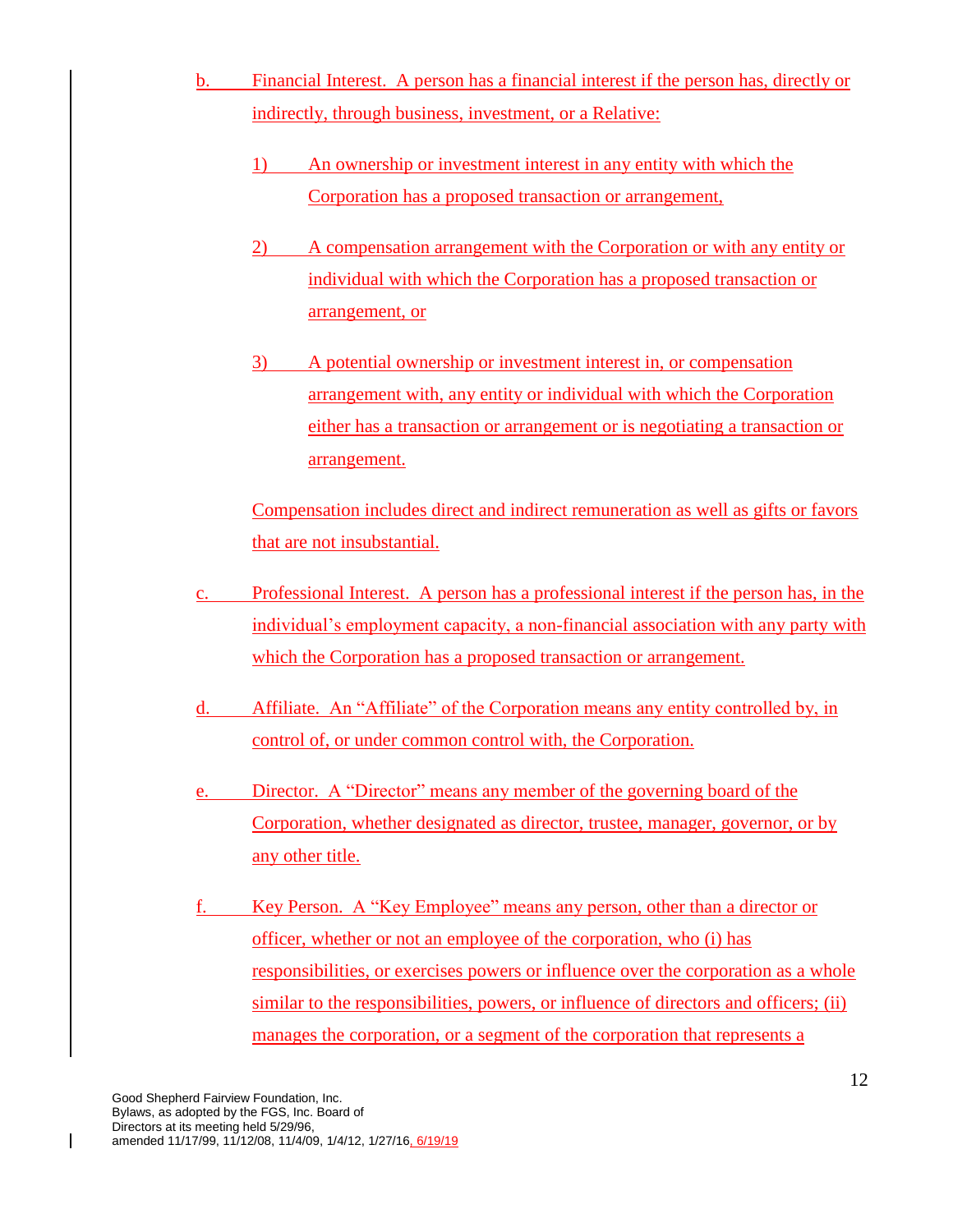b. Financial Interest. A person has a financial interest if the person has, directly or indirectly, through business, investment, or a Relative:

1) An ownership or investment interest in any entity with which the Corporation has a proposed transaction or arrangement,

2) A compensation arrangement with the Corporation or with any entity or individual with which the Corporation has a proposed transaction or arrangement, or

3) A potential ownership or investment interest in, or compensation arrangement with, any entity or individual with which the Corporation either has a transaction or arrangement or is negotiating a transaction or arrangement.

Compensation includes direct and indirect remuneration as well as gifts or favors that are not insubstantial.

c. Professional Interest. A person has a professional interest if the person has, in the individual's employment capacity, a non-financial association with any party with which the Corporation has a proposed transaction or arrangement.

d. Affiliate. An "Affiliate" of the Corporation means any entity controlled by, in control of, or under common control with, the Corporation.

e. Director. A "Director" means any member of the governing board of the Corporation, whether designated as director, trustee, manager, governor, or by any other title.

f. Key Person. A "Key Employee" means any person, other than a director or officer, whether or not an employee of the corporation, who (i) has responsibilities, or exercises powers or influence over the corporation as a whole similar to the responsibilities, powers, or influence of directors and officers; (ii) manages the corporation, or a segment of the corporation that represents a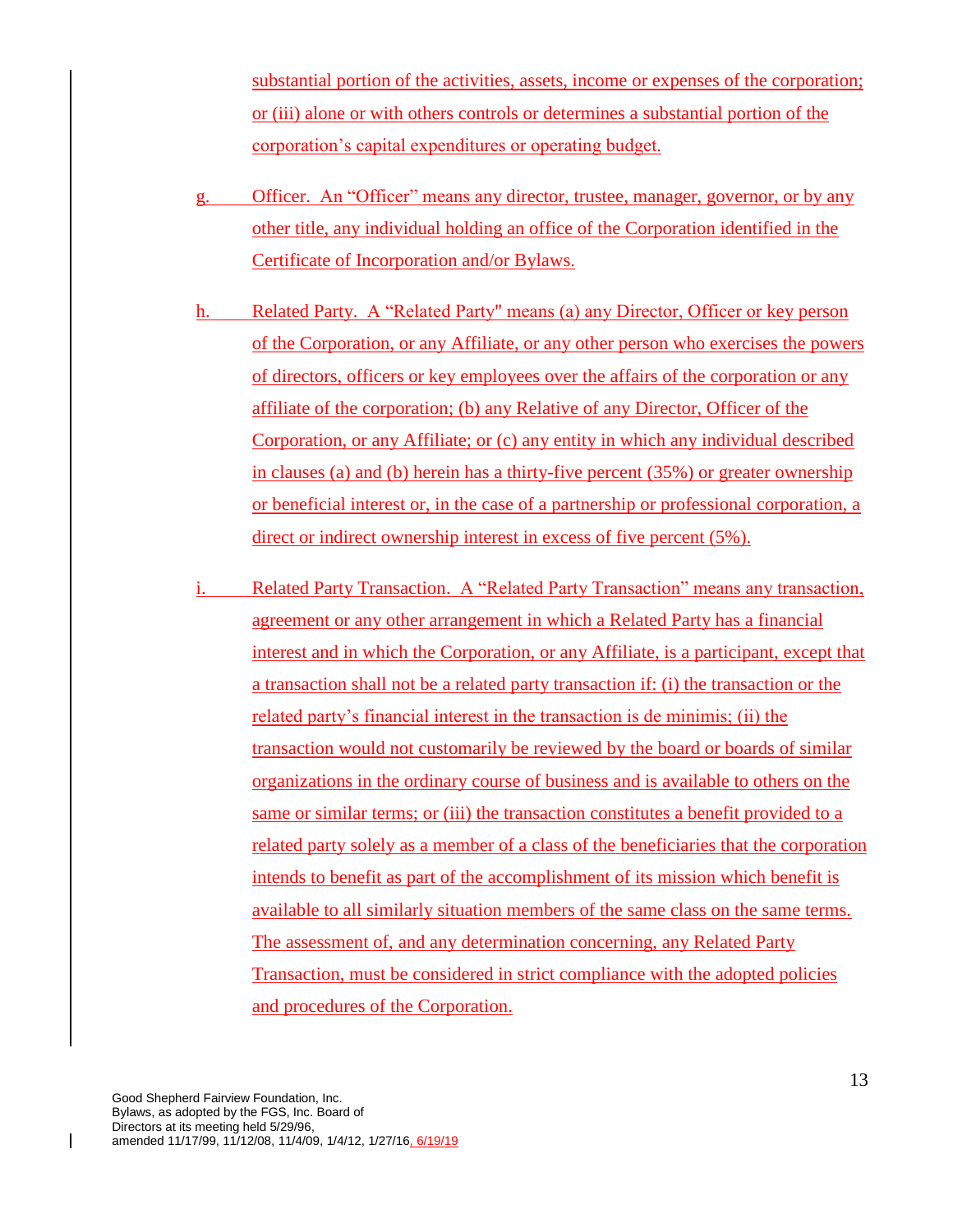substantial portion of the activities, assets, income or expenses of the corporation; or (iii) alone or with others controls or determines a substantial portion of the corporation's capital expenditures or operating budget.

g. Officer. An "Officer" means any director, trustee, manager, governor, or by any other title, any individual holding an office of the Corporation identified in the Certificate of Incorporation and/or Bylaws.

h. Related Party. A "Related Party" means (a) any Director, Officer or key person of the Corporation, or any Affiliate, or any other person who exercises the powers of directors, officers or key employees over the affairs of the corporation or any affiliate of the corporation; (b) any Relative of any Director, Officer of the Corporation, or any Affiliate; or (c) any entity in which any individual described in clauses (a) and (b) herein has a thirty-five percent (35%) or greater ownership or beneficial interest or, in the case of a partnership or professional corporation, a direct or indirect ownership interest in excess of five percent (5%).

i. Related Party Transaction. A "Related Party Transaction" means any transaction, agreement or any other arrangement in which a Related Party has a financial interest and in which the Corporation, or any Affiliate, is a participant, except that a transaction shall not be a related party transaction if: (i) the transaction or the related party's financial interest in the transaction is de minimis; (ii) the transaction would not customarily be reviewed by the board or boards of similar organizations in the ordinary course of business and is available to others on the same or similar terms; or (iii) the transaction constitutes a benefit provided to a related party solely as a member of a class of the beneficiaries that the corporation intends to benefit as part of the accomplishment of its mission which benefit is available to all similarly situation members of the same class on the same terms. The assessment of, and any determination concerning, any Related Party Transaction, must be considered in strict compliance with the adopted policies and procedures of the Corporation.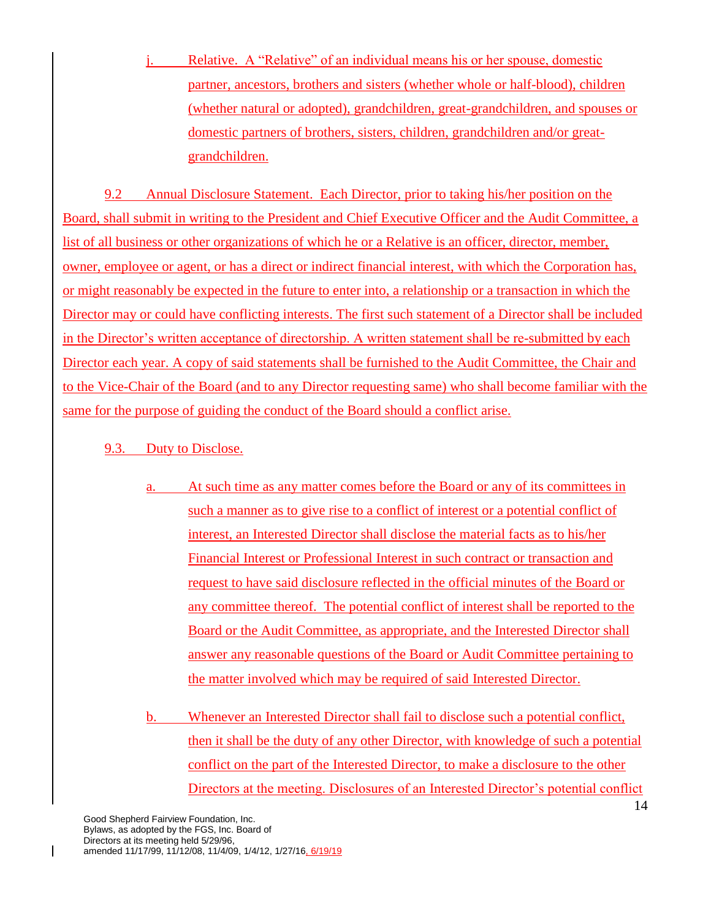j. Relative. A "Relative" of an individual means his or her spouse, domestic partner, ancestors, brothers and sisters (whether whole or half-blood), children (whether natural or adopted), grandchildren, great-grandchildren, and spouses or domestic partners of brothers, sisters, children, grandchildren and/or great-grandchildren.

9.2 Annual Disclosure Statement. Each Director, prior to taking his/her position on the Board, shall submit in writing to the President and Chief Executive Officer and the Audit Committee, a list of all business or other organizations of which he or a Relative is an officer, director, member, owner, employee or agent, or has a direct or indirect financial interest, with which the Corporation has, or might reasonably be expected in the future to enter into, a relationship or a transaction in which the Director may or could have conflicting interests. The first such statement of a Director shall be included in the Director's written acceptance of directorship. A written statement shall be re-submitted by each Director each year. A copy of said statements shall be furnished to the Audit Committee, the Chair and to the Vice-Chair of the Board (and to any Director requesting same) who shall become familiar with the same for the purpose of guiding the conduct of the Board should a conflict arise.

9.3. Duty to Disclose.

a. At such time as any matter comes before the Board or any of its committees in such a manner as to give rise to a conflict of interest or a potential conflict of interest, an Interested Director shall disclose the material facts as to his/her Financial Interest or Professional Interest in such contract or transaction and request to have said disclosure reflected in the official minutes of the Board or any committee thereof. The potential conflict of interest shall be reported to the Board or the Audit Committee, as appropriate, and the Interested Director shall answer any reasonable questions of the Board or Audit Committee pertaining to the matter involved which may be required of said Interested Director.

b. Whenever an Interested Director shall fail to disclose such a potential conflict, then it shall be the duty of any other Director, with knowledge of such a potential conflict on the part of the Interested Director, to make a disclosure to the other Directors at the meeting. Disclosures of an Interested Director's potential conflict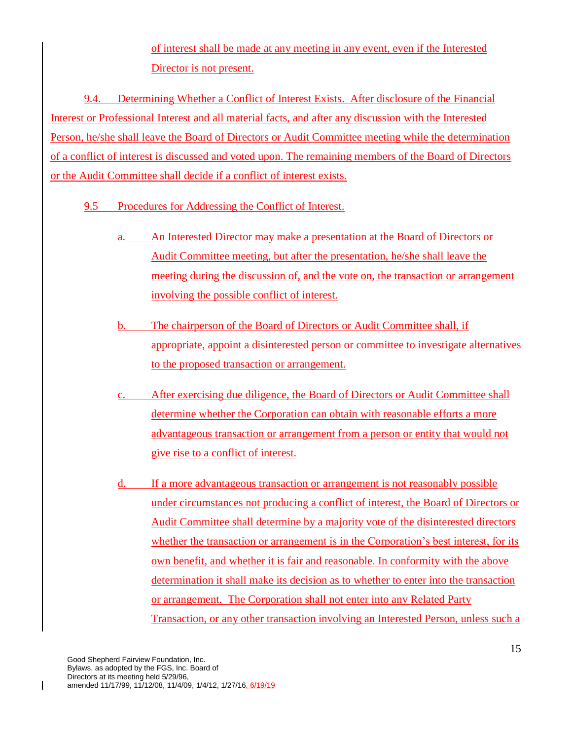of interest shall be made at any meeting in any event, even if the Interested Director is not present.

9.4. Determining Whether a Conflict of Interest Exists. After disclosure of the Financial Interest or Professional Interest and all material facts, and after any discussion with the Interested Person, he/she shall leave the Board of Directors or Audit Committee meeting while the determination of a conflict of interest is discussed and voted upon. The remaining members of the Board of Directors or the Audit Committee shall decide if a conflict of interest exists.

9.5 Procedures for Addressing the Conflict of Interest.

a. An Interested Director may make a presentation at the Board of Directors or Audit Committee meeting, but after the presentation, he/she shall leave the meeting during the discussion of, and the vote on, the transaction or arrangement involving the possible conflict of interest.

b. The chairperson of the Board of Directors or Audit Committee shall, if appropriate, appoint a disinterested person or committee to investigate alternatives to the proposed transaction or arrangement.

c. After exercising due diligence, the Board of Directors or Audit Committee shall determine whether the Corporation can obtain with reasonable efforts a more advantageous transaction or arrangement from a person or entity that would not give rise to a conflict of interest.

d. If a more advantageous transaction or arrangement is not reasonably possible under circumstances not producing a conflict of interest, the Board of Directors or Audit Committee shall determine by a majority vote of the disinterested directors whether the transaction or arrangement is in the Corporation's best interest, for its own benefit, and whether it is fair and reasonable. In conformity with the above determination it shall make its decision as to whether to enter into the transaction or arrangement. The Corporation shall not enter into any Related Party Transaction, or any other transaction involving an Interested Person, unless such a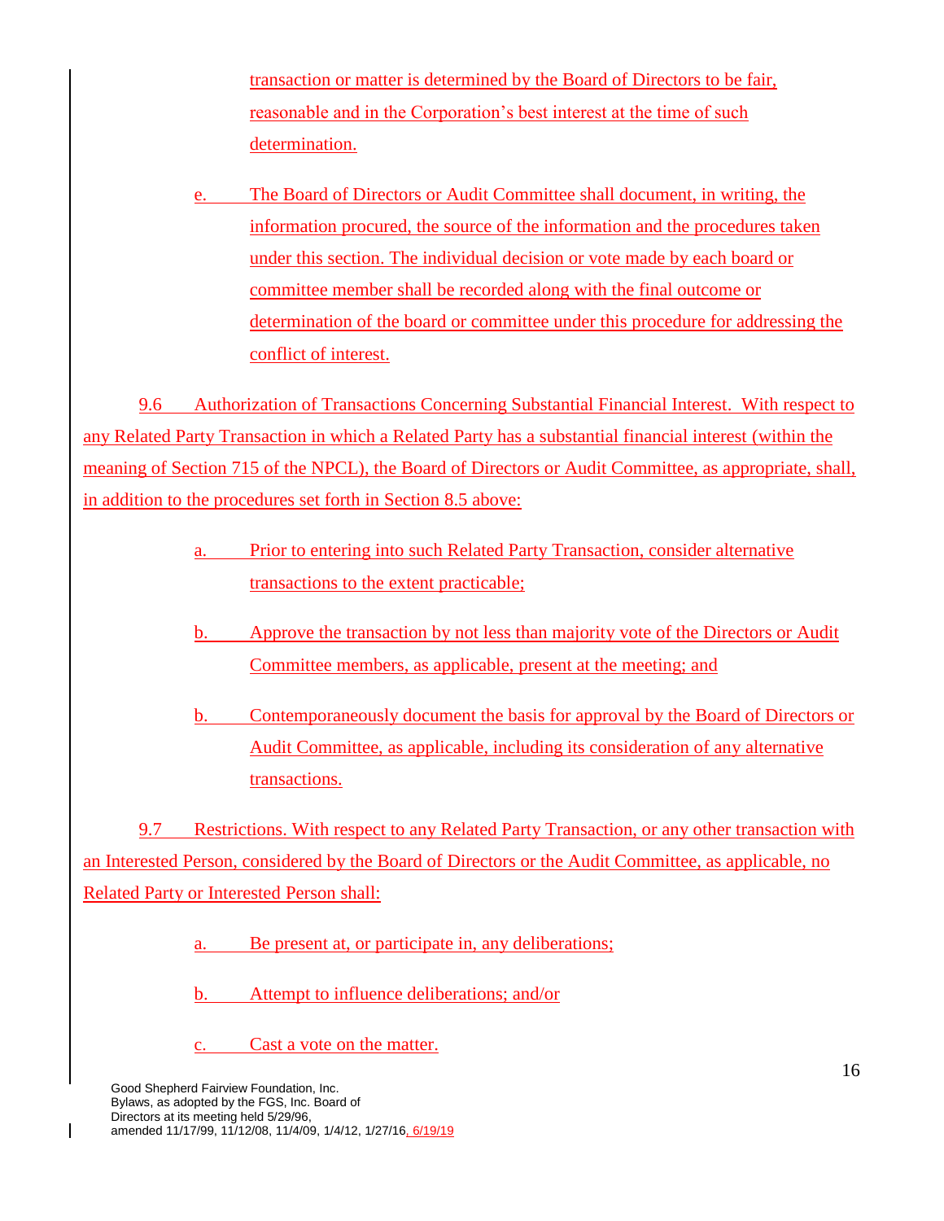transaction or matter is determined by the Board of Directors to be fair, reasonable and in the Corporation's best interest at the time of such determination.

e. The Board of Directors or Audit Committee shall document, in writing, the information procured, the source of the information and the procedures taken under this section. The individual decision or vote made by each board or committee member shall be recorded along with the final outcome or determination of the board or committee under this procedure for addressing the conflict of interest.

9.6 Authorization of Transactions Concerning Substantial Financial Interest. With respect to any Related Party Transaction in which a Related Party has a substantial financial interest (within the meaning of Section 715 of the NPCL), the Board of Directors or Audit Committee, as appropriate, shall, in addition to the procedures set forth in Section 8.5 above:

a. Prior to entering into such Related Party Transaction, consider alternative transactions to the extent practicable;

b. Approve the transaction by not less than majority vote of the Directors or Audit Committee members, as applicable, present at the meeting; and

b. Contemporaneously document the basis for approval by the Board of Directors or Audit Committee, as applicable, including its consideration of any alternative transactions.

9.7 Restrictions. With respect to any Related Party Transaction, or any other transaction with an Interested Person, considered by the Board of Directors or the Audit Committee, as applicable, no Related Party or Interested Person shall:

a. Be present at, or participate in, any deliberations;

b. Attempt to influence deliberations; and/or

c. Cast a vote on the matter.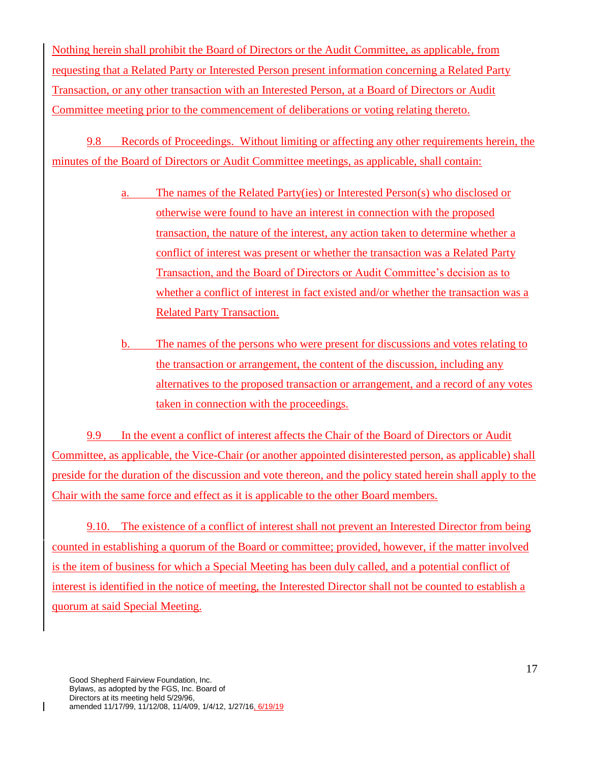Nothing herein shall prohibit the Board of Directors or the Audit Committee, as applicable, from requesting that a Related Party or Interested Person present information concerning a Related Party Transaction, or any other transaction with an Interested Person, at a Board of Directors or Audit Committee meeting prior to the commencement of deliberations or voting relating thereto.

9.8 Records of Proceedings. Without limiting or affecting any other requirements herein, the minutes of the Board of Directors or Audit Committee meetings, as applicable, shall contain:

a. The names of the Related Party(ies) or Interested Person(s) who disclosed or otherwise were found to have an interest in connection with the proposed transaction, the nature of the interest, any action taken to determine whether a conflict of interest was present or whether the transaction was a Related Party Transaction, and the Board of Directors or Audit Committee's decision as to whether a conflict of interest in fact existed and/or whether the transaction was a Related Party Transaction.

b. The names of the persons who were present for discussions and votes relating to the transaction or arrangement, the content of the discussion, including any alternatives to the proposed transaction or arrangement, and a record of any votes taken in connection with the proceedings.

9.9 In the event a conflict of interest affects the Chair of the Board of Directors or Audit Committee, as applicable, the Vice-Chair (or another appointed disinterested person, as applicable) shall preside for the duration of the discussion and vote thereon, and the policy stated herein shall apply to the Chair with the same force and effect as it is applicable to the other Board members.

9.10. The existence of a conflict of interest shall not prevent an Interested Director from being counted in establishing a quorum of the Board or committee; provided, however, if the matter involved is the item of business for which a Special Meeting has been duly called, and a potential conflict of interest is identified in the notice of meeting, the Interested Director shall not be counted to establish a quorum at said Special Meeting.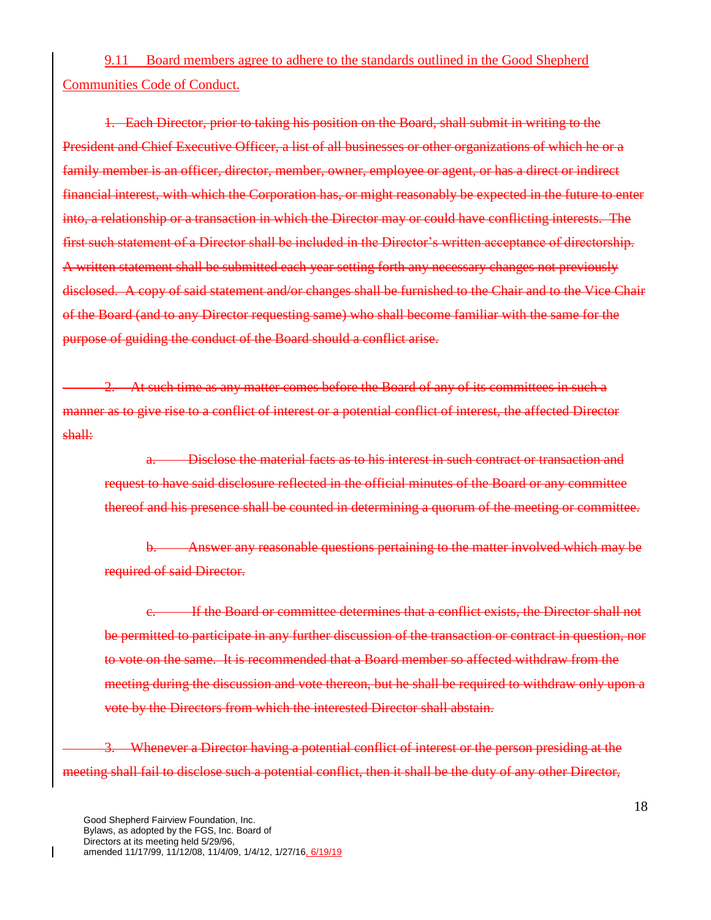9.11 Board members agree to adhere to the standards outlined in the Good Shepherd Communities Code of Conduct.

~~1. Each Director, prior to taking his position on the Board, shall submit in writing to the President and Chief Executive Officer, a list of all businesses or other organizations of which he or a family member is an officer, director, member, owner, employee or agent, or has a direct or indirect financial interest, with which the Corporation has, or might reasonably be expected in the future to enter into, a relationship or a transaction in which the Director may or could have conflicting interests. The first such statement of a Director shall be included in the Director's written acceptance of directorship. A written statement shall be submitted each year setting forth any necessary changes not previously disclosed. A copy of said statement and/or changes shall be furnished to the Chair and to the Vice Chair of the Board (and to any Director requesting same) who shall become familiar with the same for the purpose of guiding the conduct of the Board should a conflict arise.~~

~~2. At such time as any matter comes before the Board of any of its committees in such a manner as to give rise to a conflict of interest or a potential conflict of interest, the affected Director shall:~~

~~a. Disclose the material facts as to his interest in such contract or transaction and request to have said disclosure reflected in the official minutes of the Board or any committee thereof and his presence shall be counted in determining a quorum of the meeting or committee.~~

~~b. Answer any reasonable questions pertaining to the matter involved which may be required of said Director.~~

~~c. If the Board or committee determines that a conflict exists, the Director shall not be permitted to participate in any further discussion of the transaction or contract in question, nor to vote on the same. It is recommended that a Board member so affected withdraw from the meeting during the discussion and vote thereon, but he shall be required to withdraw only upon a vote by the Directors from which the interested Director shall abstain.~~

~~3. Whenever a Director having a potential conflict of interest or the person presiding at the meeting shall fail to disclose such a potential conflict, then it shall be the duty of any other Director,~~

Good Shepherd Fairview Foundation, Inc.
Bylaws, as adopted by the FGS, Inc. Board of Directors at its meeting held 5/29/96,
amended 11/17/99, 11/12/08, 11/4/09, 1/4/12, 1/27/16, 6/19/19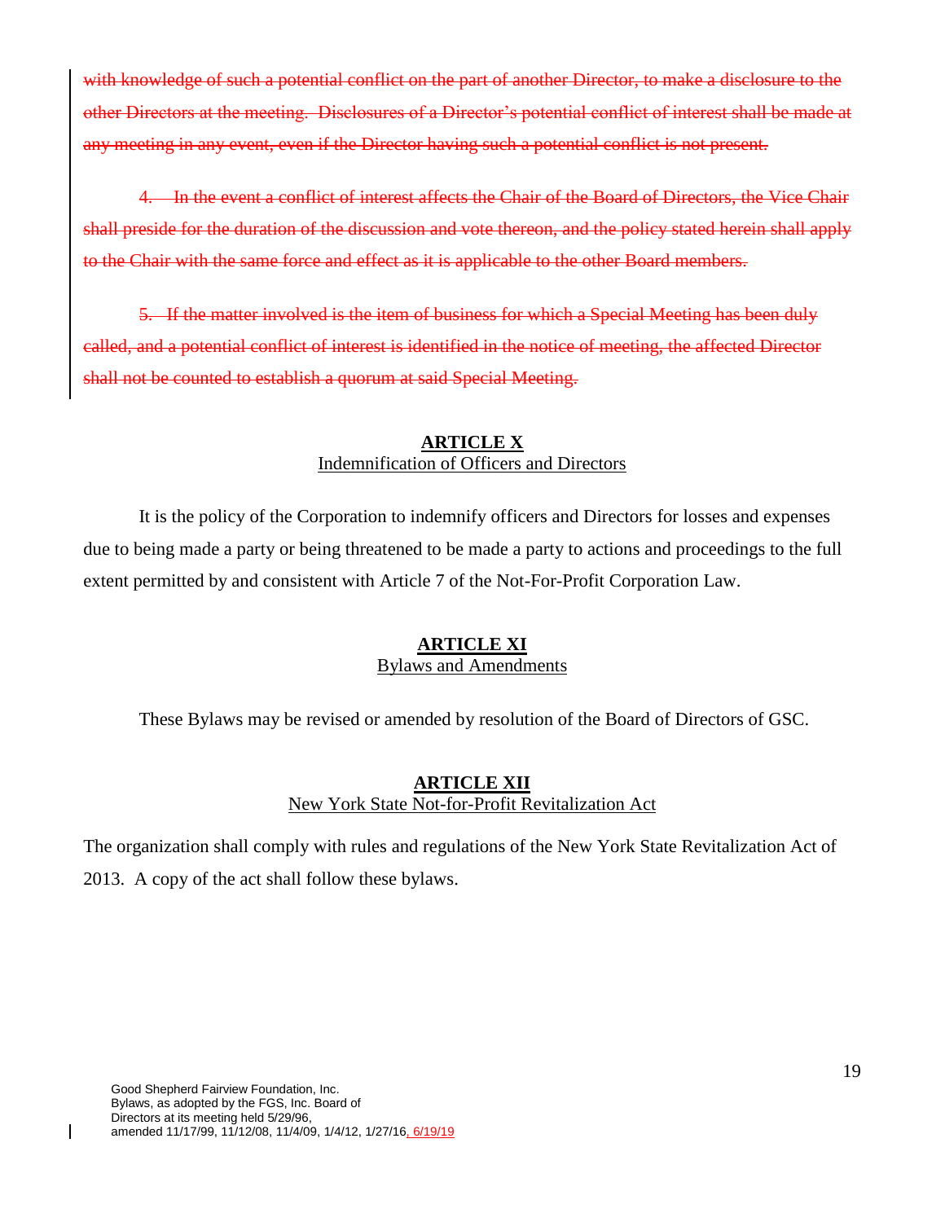~~with knowledge of such a potential conflict on the part of another Director, to make a disclosure to the other Directors at the meeting. Disclosures of a Director's potential conflict of interest shall be made at any meeting in any event, even if the Director having such a potential conflict is not present.~~

~~4. In the event a conflict of interest affects the Chair of the Board of Directors, the Vice Chair shall preside for the duration of the discussion and vote thereon, and the policy stated herein shall apply to the Chair with the same force and effect as it is applicable to the other Board members.~~

~~5. If the matter involved is the item of business for which a Special Meeting has been duly called, and a potential conflict of interest is identified in the notice of meeting, the affected Director shall not be counted to establish a quorum at said Special Meeting.~~

## ARTICLE X
Indemnification of Officers and Directors

It is the policy of the Corporation to indemnify officers and Directors for losses and expenses due to being made a party or being threatened to be made a party to actions and proceedings to the full extent permitted by and consistent with Article 7 of the Not-For-Profit Corporation Law.

## ARTICLE XI
Bylaws and Amendments

These Bylaws may be revised or amended by resolution of the Board of Directors of GSC.

## ARTICLE XII
New York State Not-for-Profit Revitalization Act

The organization shall comply with rules and regulations of the New York State Revitalization Act of 2013. A copy of the act shall follow these bylaws.

Good Shepherd Fairview Foundation, Inc.
Bylaws, as adopted by the FGS, Inc. Board of Directors at its meeting held 5/29/96,
amended 11/17/99, 11/12/08, 11/4/09, 1/4/12, 1/27/16, 6/19/19